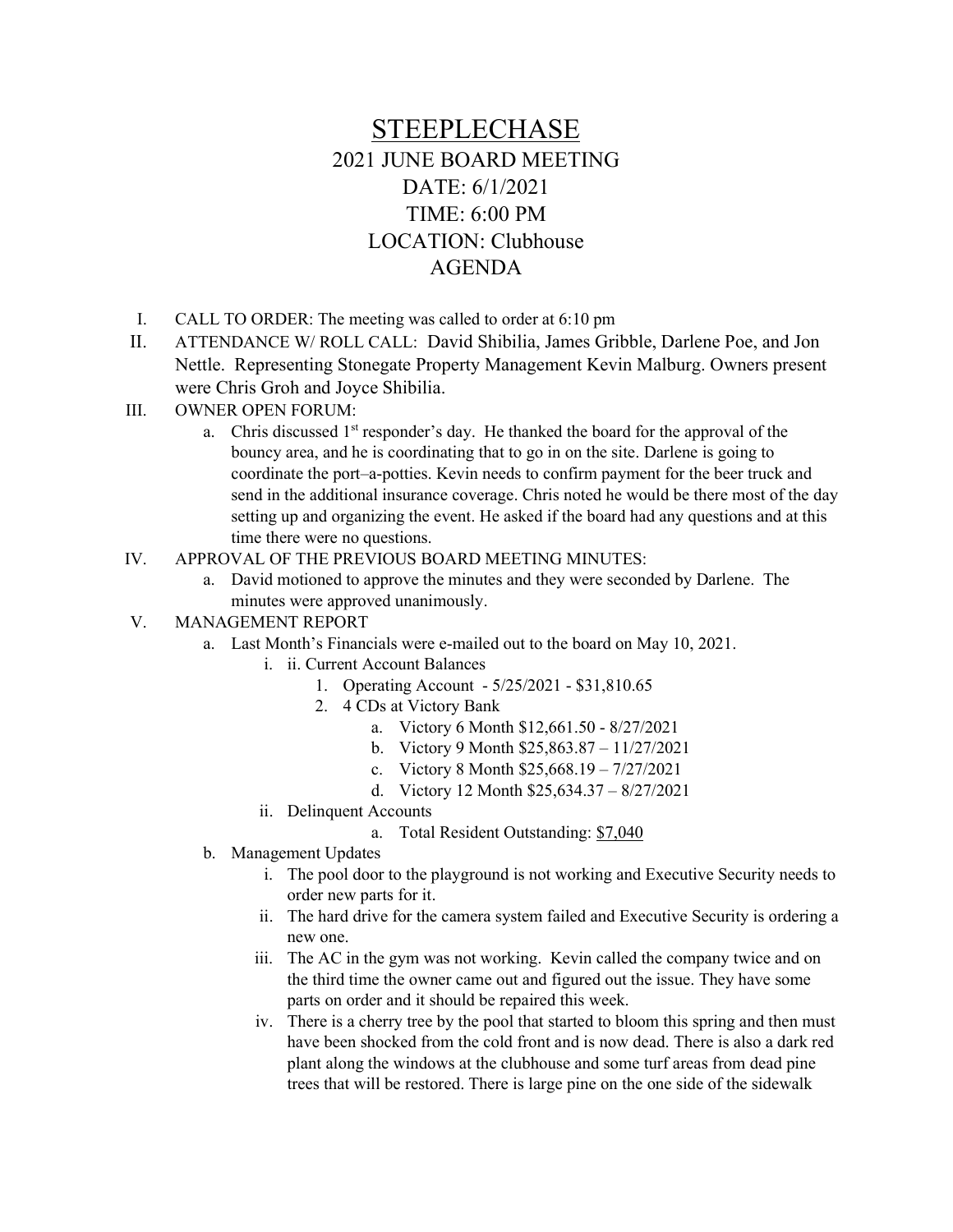# STEEPLECHASE

## 2021 JUNE BOARD MEETING

## DATE: 6/1/2021

## TIME: 6:00 PM

## LOCATION: Clubhouse

## AGENDA

I. CALL TO ORDER: The meeting was called to order at 6:10 pm

II. ATTENDANCE W/ ROLL CALL: David Shibilia, James Gribble, Darlene Poe, and Jon Nettle. Representing Stonegate Property Management Kevin Malburg. Owners present were Chris Groh and Joyce Shibilia.

III. OWNER OPEN FORUM:

   a. Chris discussed 1st responder's day. He thanked the board for the approval of the bouncy area, and he is coordinating that to go in on the site. Darlene is going to coordinate the port–a-potties. Kevin needs to confirm payment for the beer truck and send in the additional insurance coverage. Chris noted he would be there most of the day setting up and organizing the event. He asked if the board had any questions and at this time there were no questions.

IV. APPROVAL OF THE PREVIOUS BOARD MEETING MINUTES:

   a. David motioned to approve the minutes and they were seconded by Darlene. The minutes were approved unanimously.

V. MANAGEMENT REPORT

   a. Last Month's Financials were e-mailed out to the board on May 10, 2021.

      i. ii. Current Account Balances

         1. Operating Account - 5/25/2021 - $31,810.65
         2. 4 CDs at Victory Bank
            a. Victory 6 Month $12,661.50 - 8/27/2021
            b. Victory 9 Month $25,863.87 – 11/27/2021
            c. Victory 8 Month $25,668.19 – 7/27/2021
            d. Victory 12 Month $25,634.37 – 8/27/2021

      ii. Delinquent Accounts

         a. Total Resident Outstanding: $7,040

   b. Management Updates

      i. The pool door to the playground is not working and Executive Security needs to order new parts for it.

      ii. The hard drive for the camera system failed and Executive Security is ordering a new one.

      iii. The AC in the gym was not working. Kevin called the company twice and on the third time the owner came out and figured out the issue. They have some parts on order and it should be repaired this week.

      iv. There is a cherry tree by the pool that started to bloom this spring and then must have been shocked from the cold front and is now dead. There is also a dark red plant along the windows at the clubhouse and some turf areas from dead pine trees that will be restored. There is large pine on the one side of the sidewalk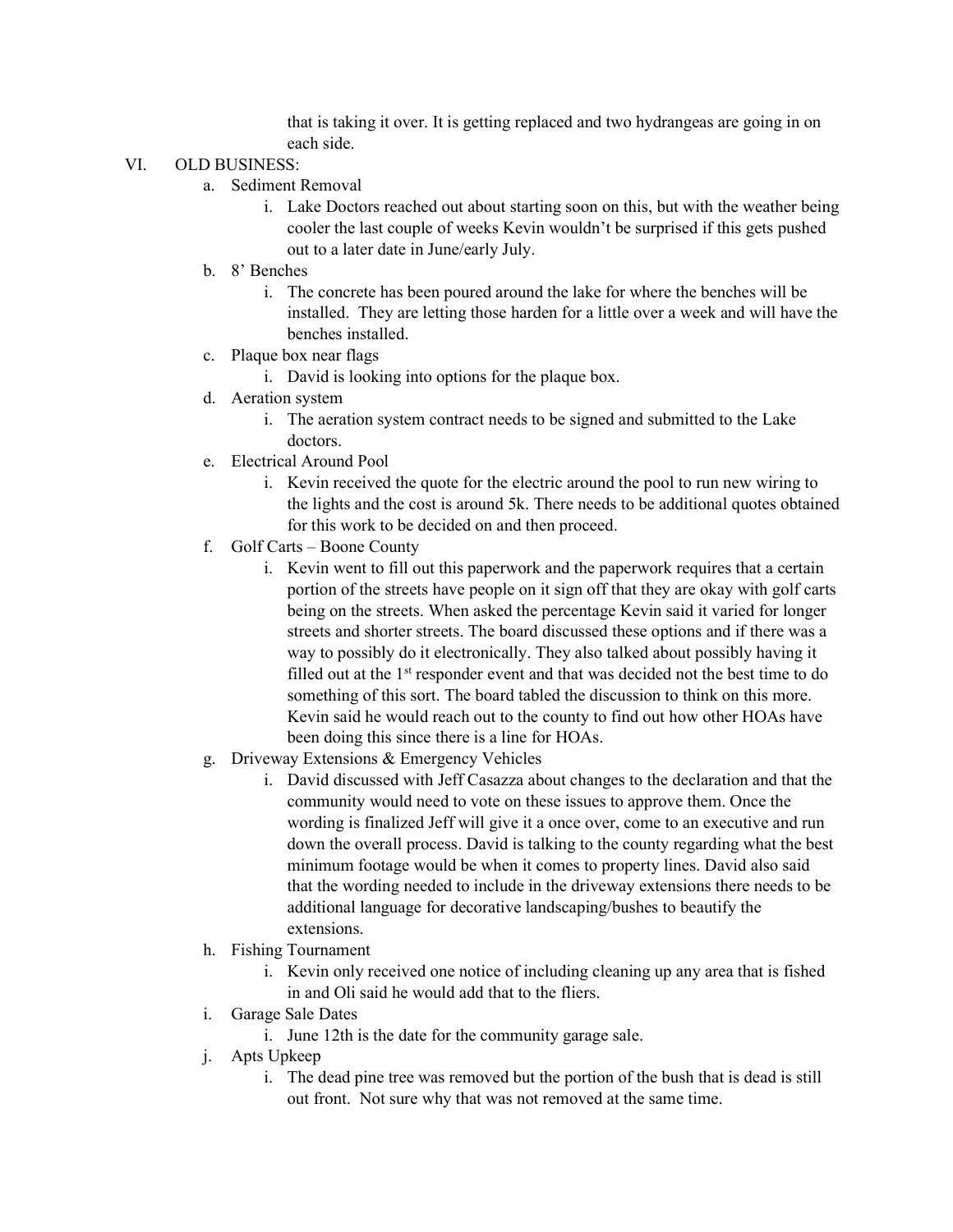that is taking it over. It is getting replaced and two hydrangeas are going in on each side.

VI. OLD BUSINESS:

a. Sediment Removal

   i. Lake Doctors reached out about starting soon on this, but with the weather being cooler the last couple of weeks Kevin wouldn't be surprised if this gets pushed out to a later date in June/early July.

b. 8' Benches

   i. The concrete has been poured around the lake for where the benches will be installed. They are letting those harden for a little over a week and will have the benches installed.

c. Plaque box near flags

   i. David is looking into options for the plaque box.

d. Aeration system

   i. The aeration system contract needs to be signed and submitted to the Lake doctors.

e. Electrical Around Pool

   i. Kevin received the quote for the electric around the pool to run new wiring to the lights and the cost is around 5k. There needs to be additional quotes obtained for this work to be decided on and then proceed.

f. Golf Carts – Boone County

   i. Kevin went to fill out this paperwork and the paperwork requires that a certain portion of the streets have people on it sign off that they are okay with golf carts being on the streets. When asked the percentage Kevin said it varied for longer streets and shorter streets. The board discussed these options and if there was a way to possibly do it electronically. They also talked about possibly having it filled out at the 1st responder event and that was decided not the best time to do something of this sort. The board tabled the discussion to think on this more. Kevin said he would reach out to the county to find out how other HOAs have been doing this since there is a line for HOAs.

g. Driveway Extensions & Emergency Vehicles

   i. David discussed with Jeff Casazza about changes to the declaration and that the community would need to vote on these issues to approve them. Once the wording is finalized Jeff will give it a once over, come to an executive and run down the overall process. David is talking to the county regarding what the best minimum footage would be when it comes to property lines. David also said that the wording needed to include in the driveway extensions there needs to be additional language for decorative landscaping/bushes to beautify the extensions.

h. Fishing Tournament

   i. Kevin only received one notice of including cleaning up any area that is fished in and Oli said he would add that to the fliers.

i. Garage Sale Dates

   i. June 12th is the date for the community garage sale.

j. Apts Upkeep

   i. The dead pine tree was removed but the portion of the bush that is dead is still out front. Not sure why that was not removed at the same time.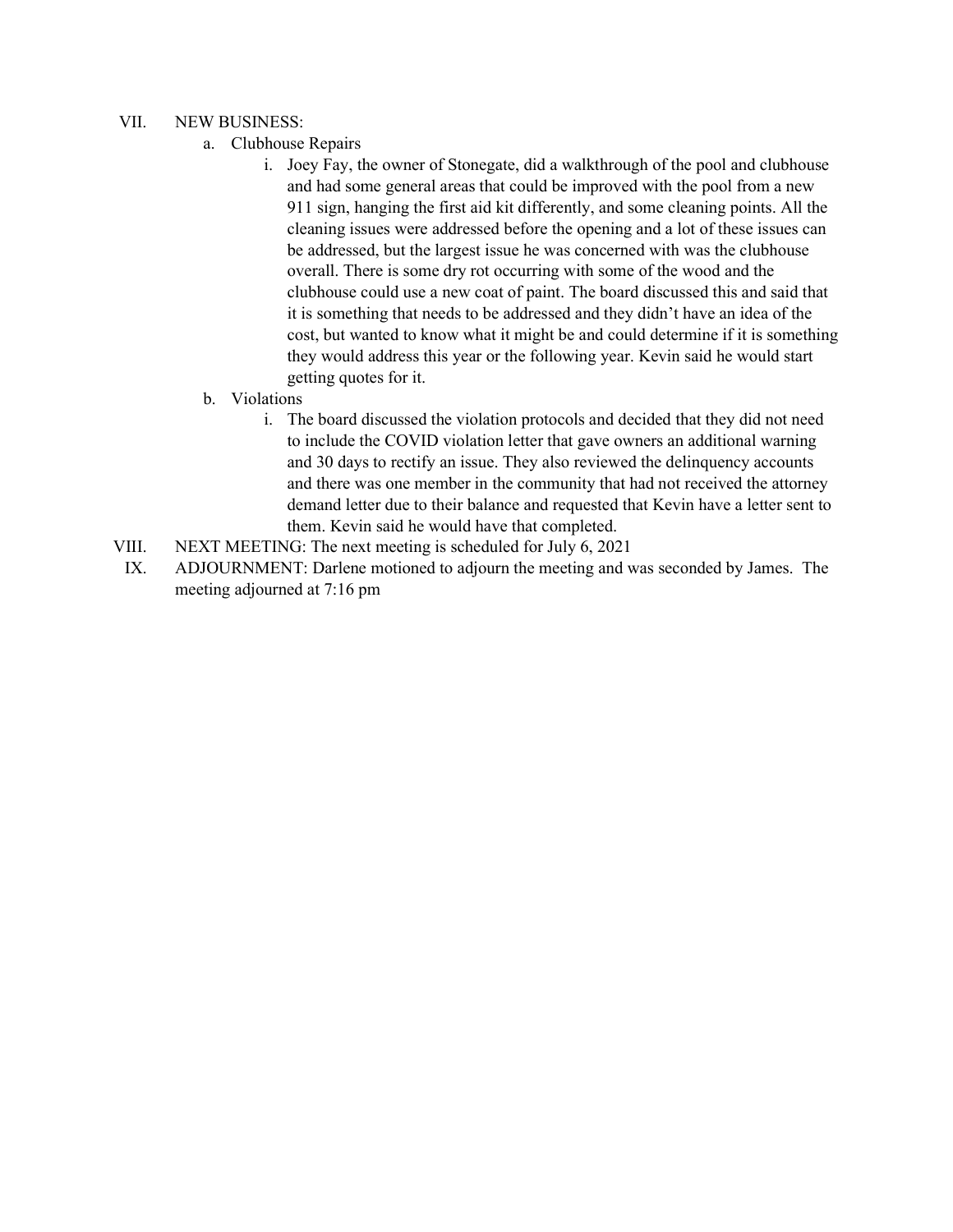VII. NEW BUSINESS:

   a. Clubhouse Repairs

      i. Joey Fay, the owner of Stonegate, did a walkthrough of the pool and clubhouse and had some general areas that could be improved with the pool from a new 911 sign, hanging the first aid kit differently, and some cleaning points. All the cleaning issues were addressed before the opening and a lot of these issues can be addressed, but the largest issue he was concerned with was the clubhouse overall. There is some dry rot occurring with some of the wood and the clubhouse could use a new coat of paint. The board discussed this and said that it is something that needs to be addressed and they didn't have an idea of the cost, but wanted to know what it might be and could determine if it is something they would address this year or the following year. Kevin said he would start getting quotes for it.

   b. Violations

      i. The board discussed the violation protocols and decided that they did not need to include the COVID violation letter that gave owners an additional warning and 30 days to rectify an issue. They also reviewed the delinquency accounts and there was one member in the community that had not received the attorney demand letter due to their balance and requested that Kevin have a letter sent to them. Kevin said he would have that completed.

VIII. NEXT MEETING: The next meeting is scheduled for July 6, 2021

IX. ADJOURNMENT: Darlene motioned to adjourn the meeting and was seconded by James. The meeting adjourned at 7:16 pm